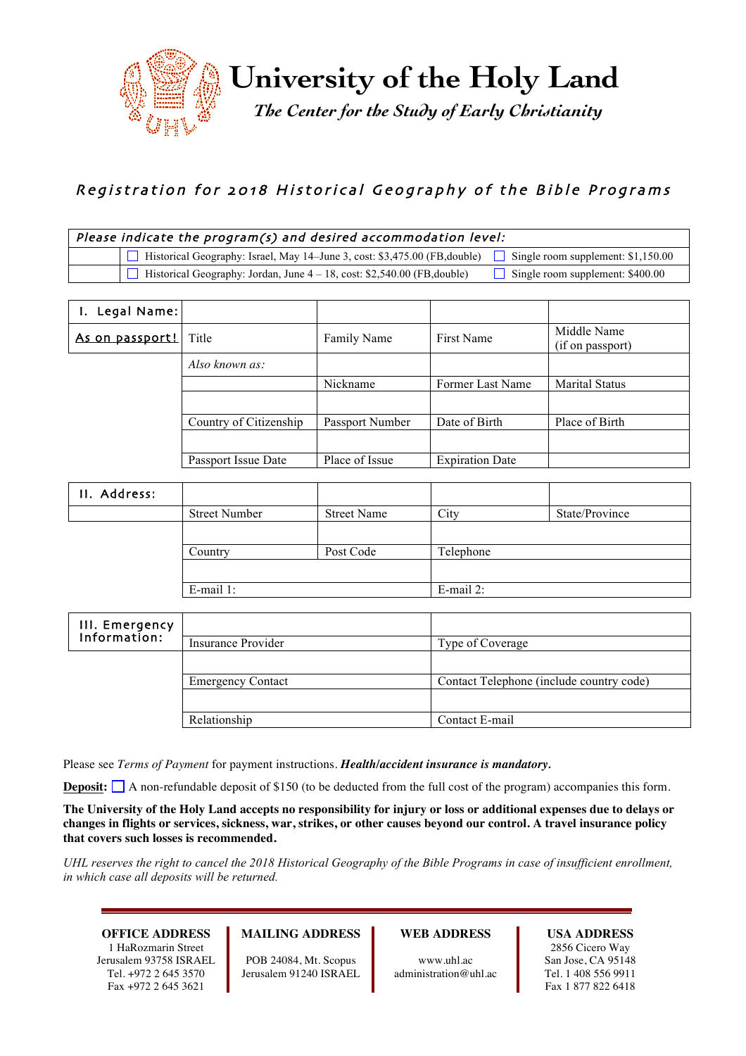# University of the Holy Land

*The Center for the Study of Early Christianity*

## *Registration for 2018 Historical Geography of the Bible Programs*

| *Please indicate the program(s) and desired accommodation level:* | | |
|---|---|---|
| | ☐ Historical Geography: Israel, May 14–June 3, cost: $3,475.00 (FB,double) | ☐ Single room supplement: $1,150.00 |
| | ☐ Historical Geography: Jordan, June 4 – 18, cost: $2,540.00 (FB,double) | ☐ Single room supplement: $400.00 |

| I. Legal Name: | | | | |
|---|---|---|---|---|
| <u>As on passport!</u> | Title | Family Name | First Name | Middle Name (if on passport) |
| | *Also known as:* | | | |
| | | Nickname | Former Last Name | Marital Status |
| | | | | |
| | Country of Citizenship | Passport Number | Date of Birth | Place of Birth |
| | | | | |
| | Passport Issue Date | Place of Issue | Expiration Date | |

| II. Address: | | | | |
|---|---|---|---|---|
| | Street Number | Street Name | City | State/Province |
| | | | | |
| | Country | Post Code | Telephone | |
| | | | | |
| | E-mail 1: | | E-mail 2: | |

| III. Emergency Information: | | |
|---|---|---|
| | Insurance Provider | Type of Coverage |
| | | |
| | Emergency Contact | Contact Telephone (include country code) |
| | | |
| | Relationship | Contact E-mail |

Please see *Terms of Payment* for payment instructions. ***Health/accident insurance is mandatory.***

**<u>Deposit:</u>** ☐ A non-refundable deposit of $150 (to be deducted from the full cost of the program) accompanies this form.

**The University of the Holy Land accepts no responsibility for injury or loss or additional expenses due to delays or changes in flights or services, sickness, war, strikes, or other causes beyond our control. A travel insurance policy that covers such losses is recommended.**

*UHL reserves the right to cancel the 2018 Historical Geography of the Bible Programs in case of insufficient enrollment, in which case all deposits will be returned.*

**OFFICE ADDRESS**
1 HaRozmarin Street
Jerusalem 93758 ISRAEL
Tel. +972 2 645 3570
Fax +972 2 645 3621

**MAILING ADDRESS**
POB 24084, Mt. Scopus
Jerusalem 91240 ISRAEL

**WEB ADDRESS**
www.uhl.ac
administration@uhl.ac

**USA ADDRESS**
2856 Cicero Way
San Jose, CA 95148
Tel. 1 408 556 9911
Fax 1 877 822 6418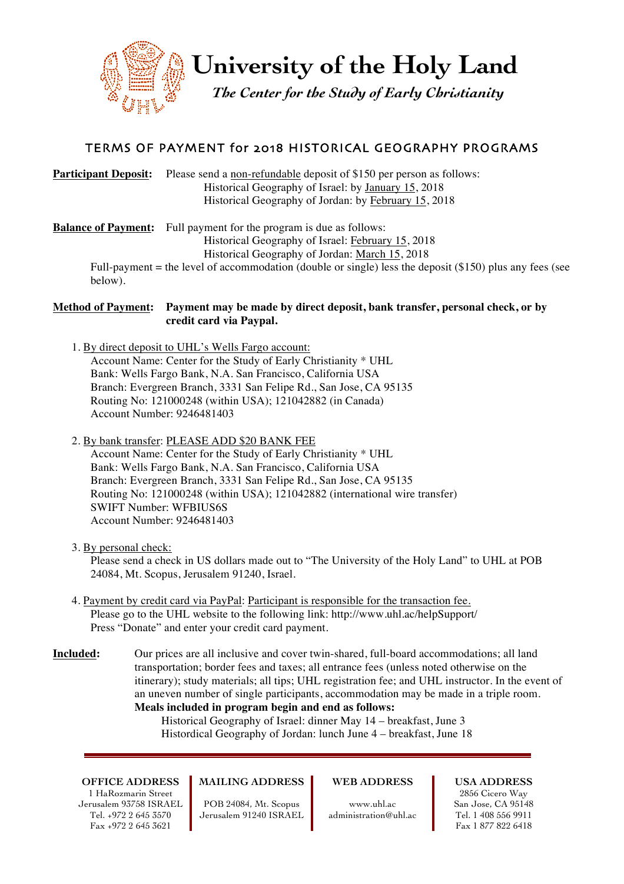# University of the Holy Land

*The Center for the Study of Early Christianity*

## TERMS OF PAYMENT for 2018 HISTORICAL GEOGRAPHY PROGRAMS

**Participant Deposit:** Please send a non-refundable deposit of $150 per person as follows:
Historical Geography of Israel: by January 15, 2018
Historical Geography of Jordan: by February 15, 2018

**Balance of Payment:** Full payment for the program is due as follows:
Historical Geography of Israel: February 15, 2018
Historical Geography of Jordan: March 15, 2018
Full-payment = the level of accommodation (double or single) less the deposit ($150) plus any fees (see below).

**Method of Payment:** **Payment may be made by direct deposit, bank transfer, personal check, or by credit card via Paypal.**

1. By direct deposit to UHL's Wells Fargo account:
   Account Name: Center for the Study of Early Christianity * UHL
   Bank: Wells Fargo Bank, N.A. San Francisco, California USA
   Branch: Evergreen Branch, 3331 San Felipe Rd., San Jose, CA 95135
   Routing No: 121000248 (within USA); 121042882 (in Canada)
   Account Number: 9246481403

2. By bank transfer: PLEASE ADD $20 BANK FEE
   Account Name: Center for the Study of Early Christianity * UHL
   Bank: Wells Fargo Bank, N.A. San Francisco, California USA
   Branch: Evergreen Branch, 3331 San Felipe Rd., San Jose, CA 95135
   Routing No: 121000248 (within USA); 121042882 (international wire transfer)
   SWIFT Number: WFBIUS6S
   Account Number: 9246481403

3. By personal check:
   Please send a check in US dollars made out to "The University of the Holy Land" to UHL at POB 24084, Mt. Scopus, Jerusalem 91240, Israel.

4. Payment by credit card via PayPal: Participant is responsible for the transaction fee.
   Please go to the UHL website to the following link: http://www.uhl.ac/helpSupport/
   Press "Donate" and enter your credit card payment.

**Included:** Our prices are all inclusive and cover twin-shared, full-board accommodations; all land transportation; border fees and taxes; all entrance fees (unless noted otherwise on the itinerary); study materials; all tips; UHL registration fee; and UHL instructor. In the event of an uneven number of single participants, accommodation may be made in a triple room.
**Meals included in program begin and end as follows:**
Historical Geography of Israel: dinner May 14 – breakfast, June 3
Histordical Geography of Jordan: lunch June 4 – breakfast, June 18

---

**OFFICE ADDRESS**
1 HaRozmarin Street
Jerusalem 93758 ISRAEL
Tel. +972 2 645 3570
Fax +972 2 645 3621

**MAILING ADDRESS**
POB 24084, Mt. Scopus
Jerusalem 91240 ISRAEL

**WEB ADDRESS**
www.uhl.ac
administration@uhl.ac

**USA ADDRESS**
2856 Cicero Way
San Jose, CA 95148
Tel. 1 408 556 9911
Fax 1 877 822 6418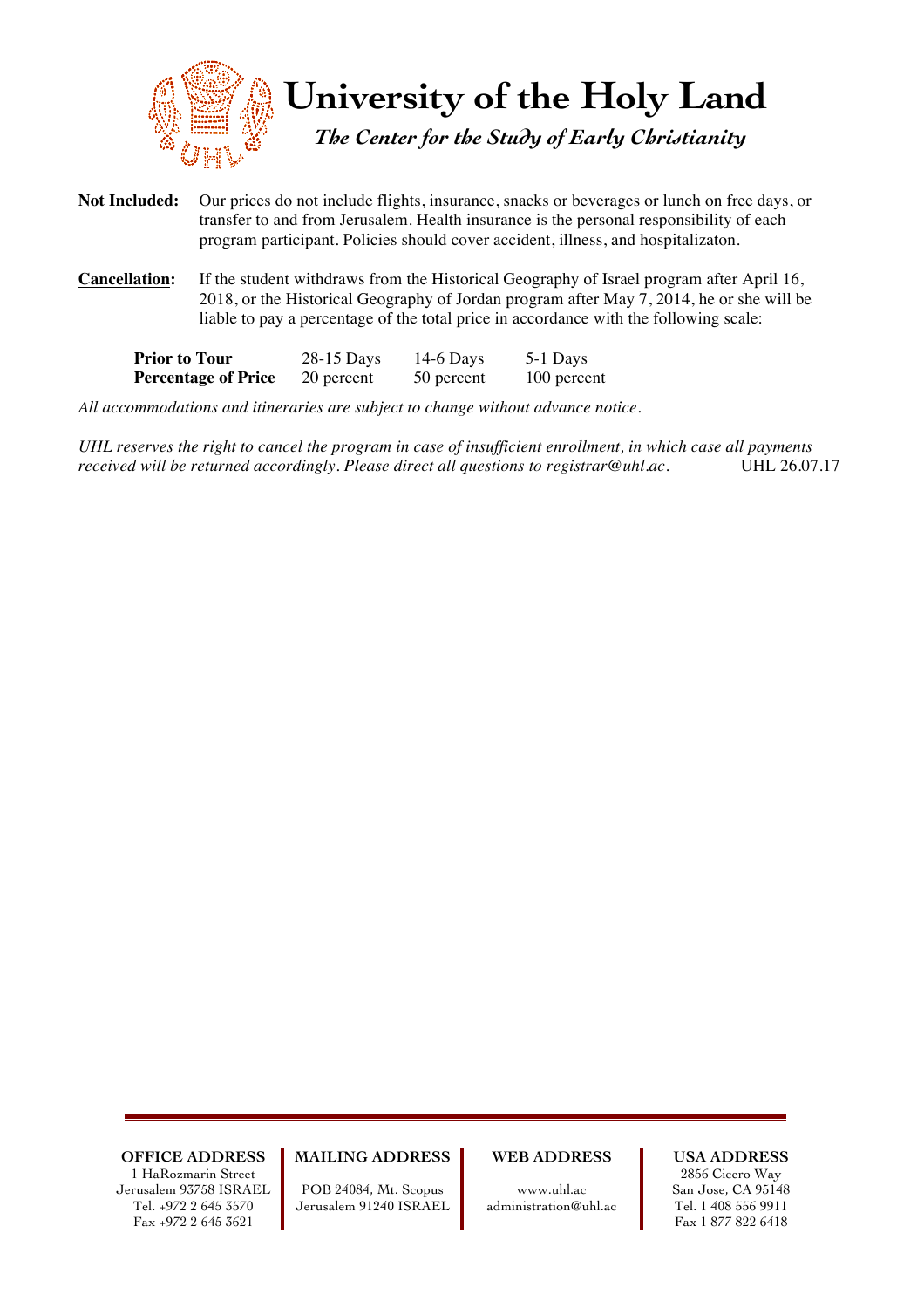**Not Included:** Our prices do not include flights, insurance, snacks or beverages or lunch on free days, or transfer to and from Jerusalem. Health insurance is the personal responsibility of each program participant. Policies should cover accident, illness, and hospitalizaton.

**Cancellation:** If the student withdraws from the Historical Geography of Israel program after April 16, 2018, or the Historical Geography of Jordan program after May 7, 2014, he or she will be liable to pay a percentage of the total price in accordance with the following scale:

| **Prior to Tour** | 28-15 Days | 14-6 Days | 5-1 Days |
|---|---|---|---|
| **Percentage of Price** | 20 percent | 50 percent | 100 percent |

*All accommodations and itineraries are subject to change without advance notice.*

*UHL reserves the right to cancel the program in case of insufficient enrollment, in which case all payments received will be returned accordingly. Please direct all questions to registrar@uhl.ac.* UHL 26.07.17

**OFFICE ADDRESS**
1 HaRozmarin Street
Jerusalem 93758 ISRAEL
Tel. +972 2 645 3570
Fax +972 2 645 3621

**MAILING ADDRESS**
POB 24084, Mt. Scopus
Jerusalem 91240 ISRAEL

**WEB ADDRESS**
www.uhl.ac
administration@uhl.ac

**USA ADDRESS**
2856 Cicero Way
San Jose, CA 95148
Tel. 1 408 556 9911
Fax 1 877 822 6418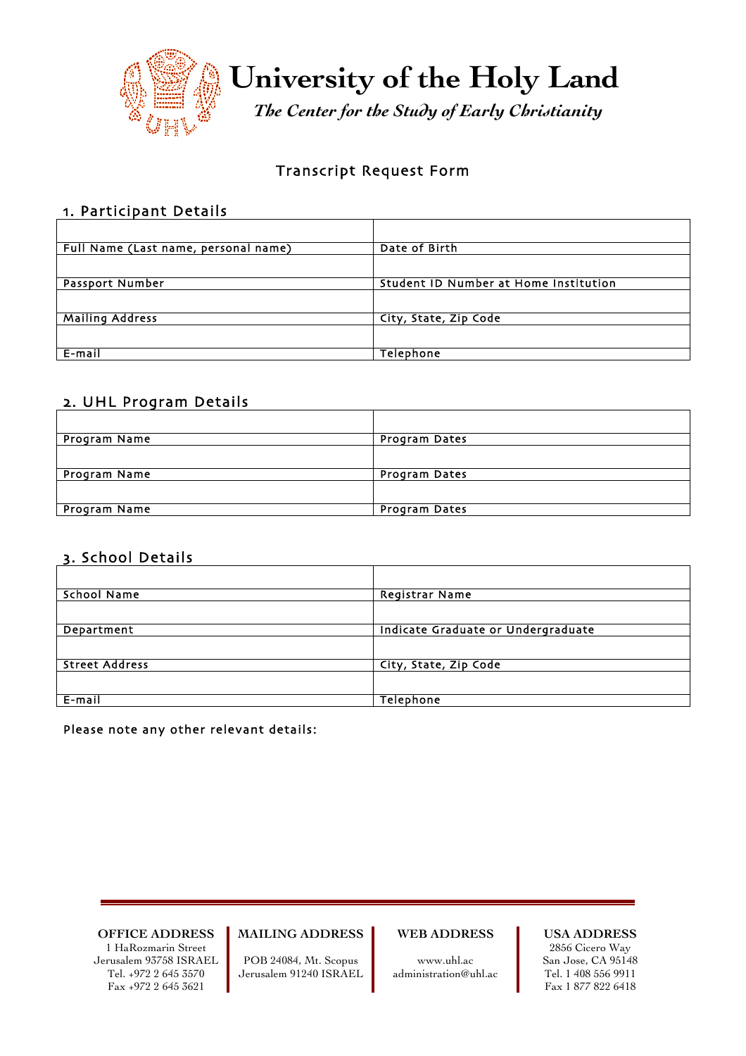# University of the Holy Land

*The Center for the Study of Early Christianity*

## Transcript Request Form

### 1. Participant Details

| | |
|---|---|
| Full Name (Last name, personal name) | Date of Birth |
| Passport Number | Student ID Number at Home Institution |
| Mailing Address | City, State, Zip Code |
| E-mail | Telephone |

### 2. UHL Program Details

| | |
|---|---|
| Program Name | Program Dates |
| Program Name | Program Dates |
| Program Name | Program Dates |

### 3. School Details

| | |
|---|---|
| School Name | Registrar Name |
| Department | Indicate Graduate or Undergraduate |
| Street Address | City, State, Zip Code |
| E-mail | Telephone |

Please note any other relevant details:

**OFFICE ADDRESS**
1 HaRozmarin Street
Jerusalem 93758 ISRAEL
Tel. +972 2 645 3570
Fax +972 2 645 3621

**MAILING ADDRESS**
POB 24084, Mt. Scopus
Jerusalem 91240 ISRAEL

**WEB ADDRESS**
www.uhl.ac
administration@uhl.ac

**USA ADDRESS**
2856 Cicero Way
San Jose, CA 95148
Tel. 1 408 556 9911
Fax 1 877 822 6418